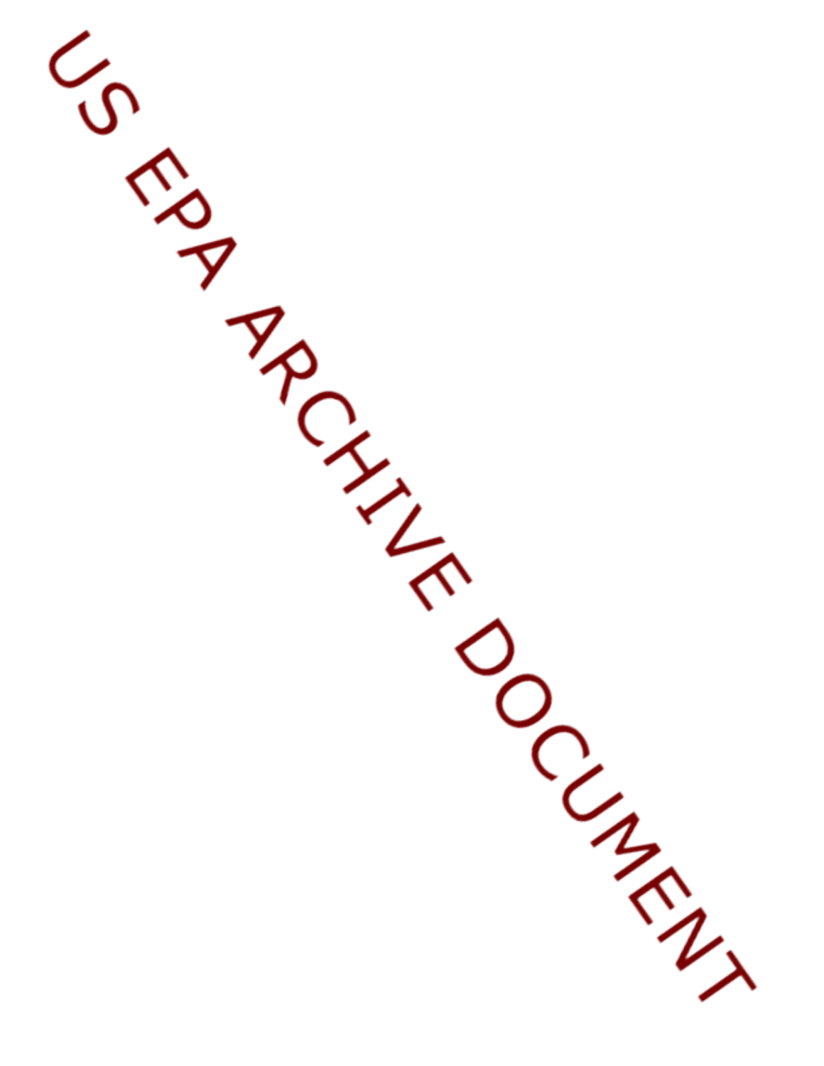US EPA ARCHIVE DOCUMENT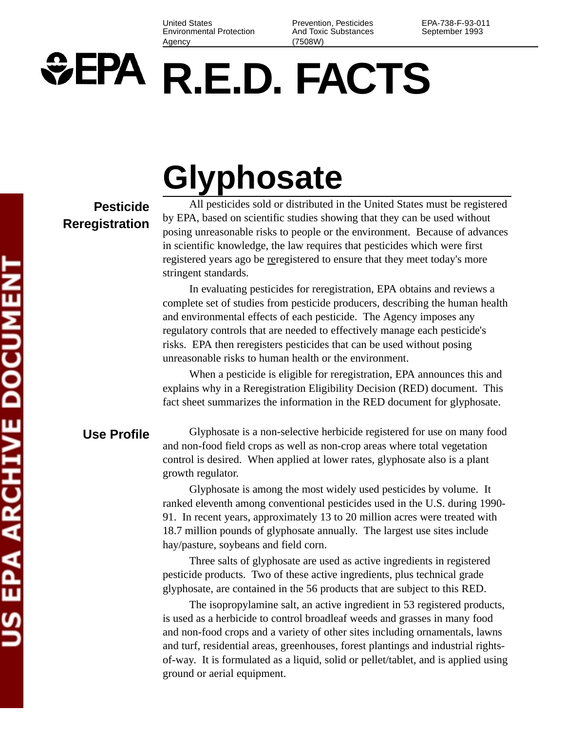United States Environmental Protection Agency | Prevention, Pesticides And Toxic Substances (7508W) | EPA-738-F-93-011 September 1993

# R.E.D. FACTS

# Glyphosate

## Pesticide Reregistration

All pesticides sold or distributed in the United States must be registered by EPA, based on scientific studies showing that they can be used without posing unreasonable risks to people or the environment. Because of advances in scientific knowledge, the law requires that pesticides which were first registered years ago be reregistered to ensure that they meet today's more stringent standards.

In evaluating pesticides for reregistration, EPA obtains and reviews a complete set of studies from pesticide producers, describing the human health and environmental effects of each pesticide. The Agency imposes any regulatory controls that are needed to effectively manage each pesticide's risks. EPA then reregisters pesticides that can be used without posing unreasonable risks to human health or the environment.

When a pesticide is eligible for reregistration, EPA announces this and explains why in a Reregistration Eligibility Decision (RED) document. This fact sheet summarizes the information in the RED document for glyphosate.

## Use Profile

Glyphosate is a non-selective herbicide registered for use on many food and non-food field crops as well as non-crop areas where total vegetation control is desired. When applied at lower rates, glyphosate also is a plant growth regulator.

Glyphosate is among the most widely used pesticides by volume. It ranked eleventh among conventional pesticides used in the U.S. during 1990-91. In recent years, approximately 13 to 20 million acres were treated with 18.7 million pounds of glyphosate annually. The largest use sites include hay/pasture, soybeans and field corn.

Three salts of glyphosate are used as active ingredients in registered pesticide products. Two of these active ingredients, plus technical grade glyphosate, are contained in the 56 products that are subject to this RED.

The isopropylamine salt, an active ingredient in 53 registered products, is used as a herbicide to control broadleaf weeds and grasses in many food and non-food crops and a variety of other sites including ornamentals, lawns and turf, residential areas, greenhouses, forest plantings and industrial rights-of-way. It is formulated as a liquid, solid or pellet/tablet, and is applied using ground or aerial equipment.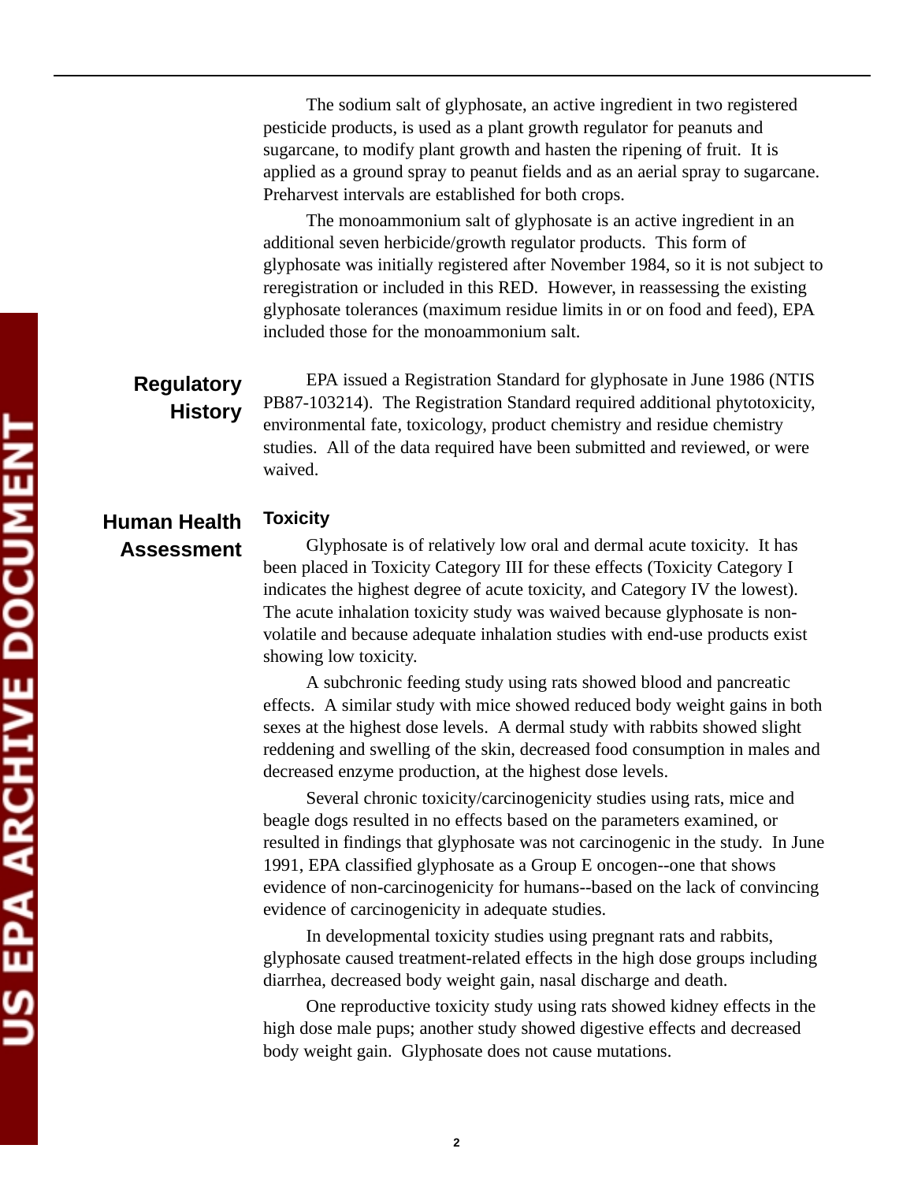The sodium salt of glyphosate, an active ingredient in two registered pesticide products, is used as a plant growth regulator for peanuts and sugarcane, to modify plant growth and hasten the ripening of fruit. It is applied as a ground spray to peanut fields and as an aerial spray to sugarcane. Preharvest intervals are established for both crops.

The monoammonium salt of glyphosate is an active ingredient in an additional seven herbicide/growth regulator products. This form of glyphosate was initially registered after November 1984, so it is not subject to reregistration or included in this RED. However, in reassessing the existing glyphosate tolerances (maximum residue limits in or on food and feed), EPA included those for the monoammonium salt.

## Regulatory History

EPA issued a Registration Standard for glyphosate in June 1986 (NTIS PB87-103214). The Registration Standard required additional phytotoxicity, environmental fate, toxicology, product chemistry and residue chemistry studies. All of the data required have been submitted and reviewed, or were waived.

## Human Health Assessment

### Toxicity

Glyphosate is of relatively low oral and dermal acute toxicity. It has been placed in Toxicity Category III for these effects (Toxicity Category I indicates the highest degree of acute toxicity, and Category IV the lowest). The acute inhalation toxicity study was waived because glyphosate is non-volatile and because adequate inhalation studies with end-use products exist showing low toxicity.

A subchronic feeding study using rats showed blood and pancreatic effects. A similar study with mice showed reduced body weight gains in both sexes at the highest dose levels. A dermal study with rabbits showed slight reddening and swelling of the skin, decreased food consumption in males and decreased enzyme production, at the highest dose levels.

Several chronic toxicity/carcinogenicity studies using rats, mice and beagle dogs resulted in no effects based on the parameters examined, or resulted in findings that glyphosate was not carcinogenic in the study. In June 1991, EPA classified glyphosate as a Group E oncogen--one that shows evidence of non-carcinogenicity for humans--based on the lack of convincing evidence of carcinogenicity in adequate studies.

In developmental toxicity studies using pregnant rats and rabbits, glyphosate caused treatment-related effects in the high dose groups including diarrhea, decreased body weight gain, nasal discharge and death.

One reproductive toxicity study using rats showed kidney effects in the high dose male pups; another study showed digestive effects and decreased body weight gain. Glyphosate does not cause mutations.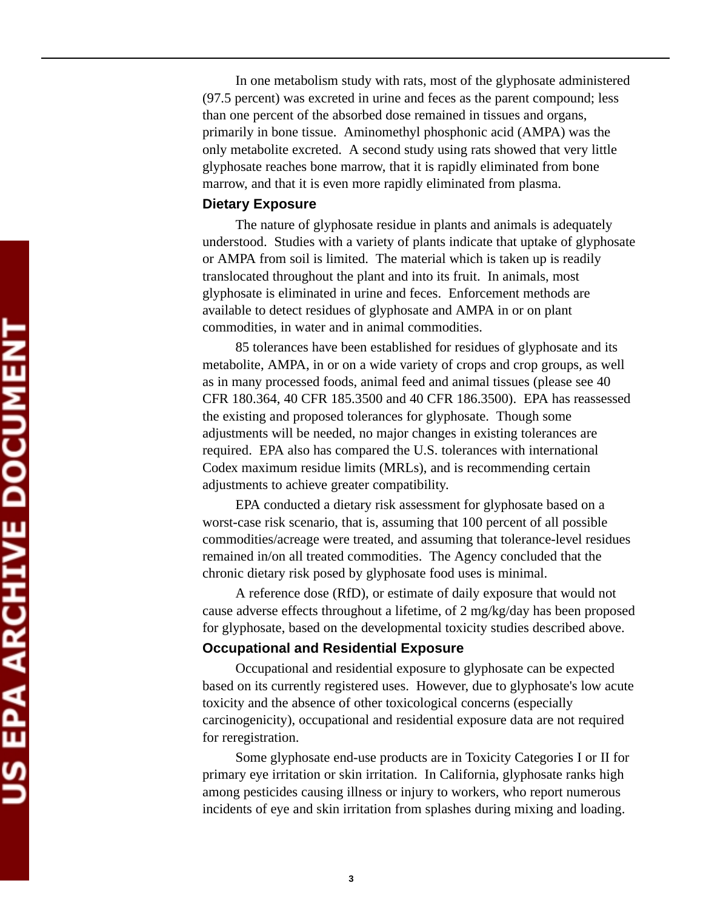In one metabolism study with rats, most of the glyphosate administered (97.5 percent) was excreted in urine and feces as the parent compound; less than one percent of the absorbed dose remained in tissues and organs, primarily in bone tissue. Aminomethyl phosphonic acid (AMPA) was the only metabolite excreted. A second study using rats showed that very little glyphosate reaches bone marrow, that it is rapidly eliminated from bone marrow, and that it is even more rapidly eliminated from plasma.

### Dietary Exposure

The nature of glyphosate residue in plants and animals is adequately understood. Studies with a variety of plants indicate that uptake of glyphosate or AMPA from soil is limited. The material which is taken up is readily translocated throughout the plant and into its fruit. In animals, most glyphosate is eliminated in urine and feces. Enforcement methods are available to detect residues of glyphosate and AMPA in or on plant commodities, in water and in animal commodities.

85 tolerances have been established for residues of glyphosate and its metabolite, AMPA, in or on a wide variety of crops and crop groups, as well as in many processed foods, animal feed and animal tissues (please see 40 CFR 180.364, 40 CFR 185.3500 and 40 CFR 186.3500). EPA has reassessed the existing and proposed tolerances for glyphosate. Though some adjustments will be needed, no major changes in existing tolerances are required. EPA also has compared the U.S. tolerances with international Codex maximum residue limits (MRLs), and is recommending certain adjustments to achieve greater compatibility.

EPA conducted a dietary risk assessment for glyphosate based on a worst-case risk scenario, that is, assuming that 100 percent of all possible commodities/acreage were treated, and assuming that tolerance-level residues remained in/on all treated commodities. The Agency concluded that the chronic dietary risk posed by glyphosate food uses is minimal.

A reference dose (RfD), or estimate of daily exposure that would not cause adverse effects throughout a lifetime, of 2 mg/kg/day has been proposed for glyphosate, based on the developmental toxicity studies described above.

### Occupational and Residential Exposure

Occupational and residential exposure to glyphosate can be expected based on its currently registered uses. However, due to glyphosate's low acute toxicity and the absence of other toxicological concerns (especially carcinogenicity), occupational and residential exposure data are not required for reregistration.

Some glyphosate end-use products are in Toxicity Categories I or II for primary eye irritation or skin irritation. In California, glyphosate ranks high among pesticides causing illness or injury to workers, who report numerous incidents of eye and skin irritation from splashes during mixing and loading.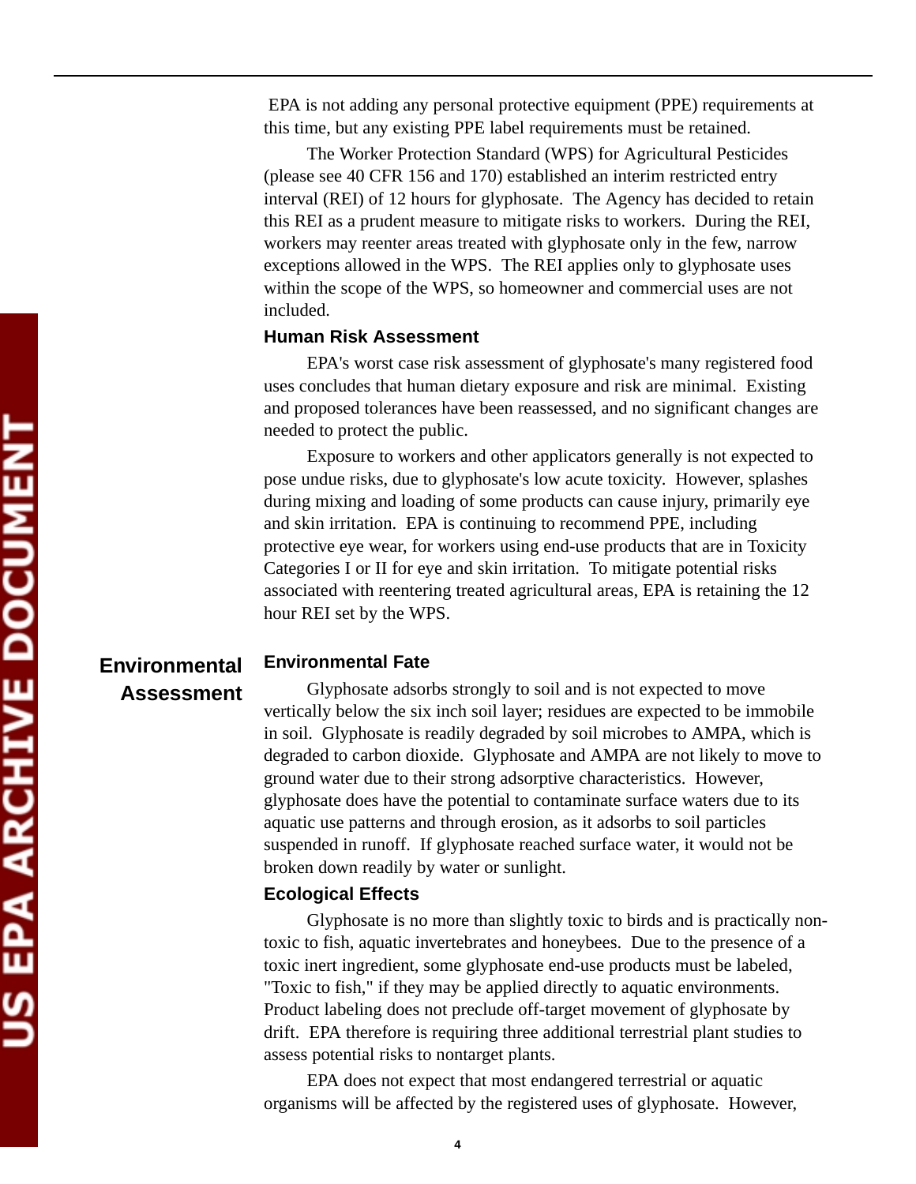EPA is not adding any personal protective equipment (PPE) requirements at this time, but any existing PPE label requirements must be retained.

The Worker Protection Standard (WPS) for Agricultural Pesticides (please see 40 CFR 156 and 170) established an interim restricted entry interval (REI) of 12 hours for glyphosate. The Agency has decided to retain this REI as a prudent measure to mitigate risks to workers. During the REI, workers may reenter areas treated with glyphosate only in the few, narrow exceptions allowed in the WPS. The REI applies only to glyphosate uses within the scope of the WPS, so homeowner and commercial uses are not included.

### Human Risk Assessment

EPA's worst case risk assessment of glyphosate's many registered food uses concludes that human dietary exposure and risk are minimal. Existing and proposed tolerances have been reassessed, and no significant changes are needed to protect the public.

Exposure to workers and other applicators generally is not expected to pose undue risks, due to glyphosate's low acute toxicity. However, splashes during mixing and loading of some products can cause injury, primarily eye and skin irritation. EPA is continuing to recommend PPE, including protective eye wear, for workers using end-use products that are in Toxicity Categories I or II for eye and skin irritation. To mitigate potential risks associated with reentering treated agricultural areas, EPA is retaining the 12 hour REI set by the WPS.

## Environmental Assessment

### Environmental Fate

Glyphosate adsorbs strongly to soil and is not expected to move vertically below the six inch soil layer; residues are expected to be immobile in soil. Glyphosate is readily degraded by soil microbes to AMPA, which is degraded to carbon dioxide. Glyphosate and AMPA are not likely to move to ground water due to their strong adsorptive characteristics. However, glyphosate does have the potential to contaminate surface waters due to its aquatic use patterns and through erosion, as it adsorbs to soil particles suspended in runoff. If glyphosate reached surface water, it would not be broken down readily by water or sunlight.

### Ecological Effects

Glyphosate is no more than slightly toxic to birds and is practically non-toxic to fish, aquatic invertebrates and honeybees. Due to the presence of a toxic inert ingredient, some glyphosate end-use products must be labeled, "Toxic to fish," if they may be applied directly to aquatic environments. Product labeling does not preclude off-target movement of glyphosate by drift. EPA therefore is requiring three additional terrestrial plant studies to assess potential risks to nontarget plants.

EPA does not expect that most endangered terrestrial or aquatic organisms will be affected by the registered uses of glyphosate. However,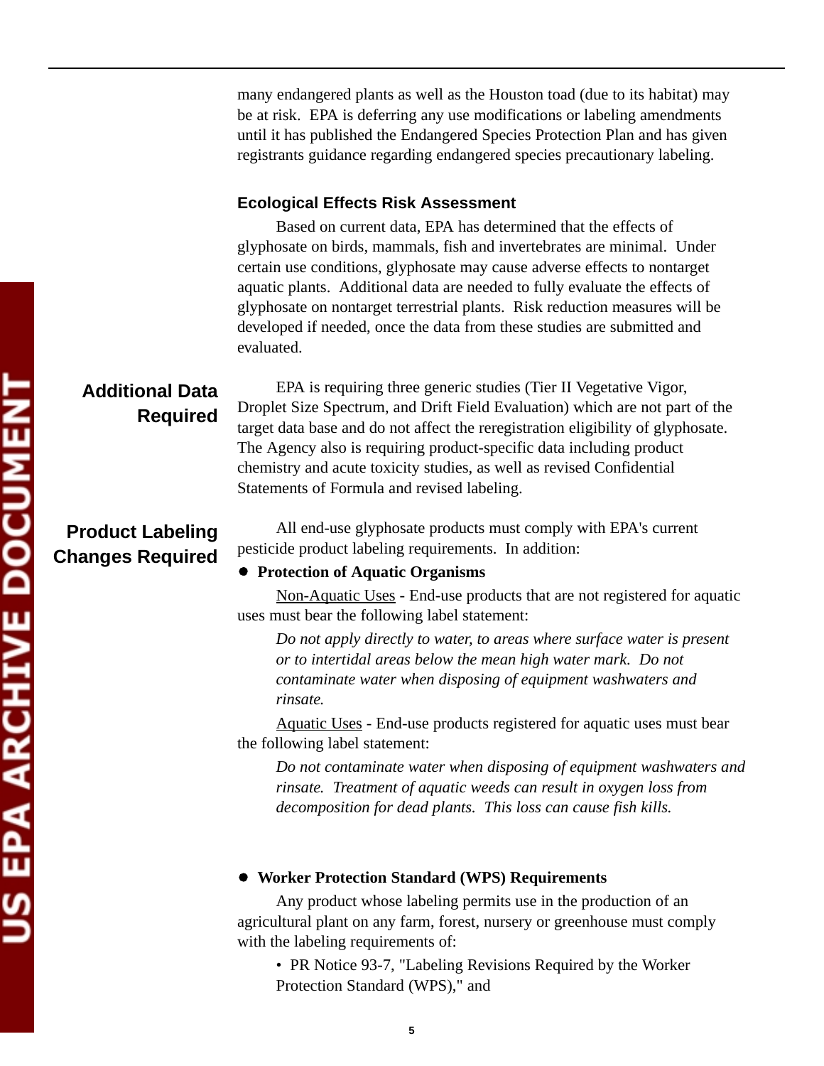many endangered plants as well as the Houston toad (due to its habitat) may be at risk. EPA is deferring any use modifications or labeling amendments until it has published the Endangered Species Protection Plan and has given registrants guidance regarding endangered species precautionary labeling.

### Ecological Effects Risk Assessment

Based on current data, EPA has determined that the effects of glyphosate on birds, mammals, fish and invertebrates are minimal. Under certain use conditions, glyphosate may cause adverse effects to nontarget aquatic plants. Additional data are needed to fully evaluate the effects of glyphosate on nontarget terrestrial plants. Risk reduction measures will be developed if needed, once the data from these studies are submitted and evaluated.

## Additional Data Required

EPA is requiring three generic studies (Tier II Vegetative Vigor, Droplet Size Spectrum, and Drift Field Evaluation) which are not part of the target data base and do not affect the reregistration eligibility of glyphosate. The Agency also is requiring product-specific data including product chemistry and acute toxicity studies, as well as revised Confidential Statements of Formula and revised labeling.

## Product Labeling Changes Required

All end-use glyphosate products must comply with EPA's current pesticide product labeling requirements. In addition:

- **Protection of Aquatic Organisms**

Non-Aquatic Uses - End-use products that are not registered for aquatic uses must bear the following label statement:

> *Do not apply directly to water, to areas where surface water is present or to intertidal areas below the mean high water mark. Do not contaminate water when disposing of equipment washwaters and rinsate.*

Aquatic Uses - End-use products registered for aquatic uses must bear the following label statement:

> *Do not contaminate water when disposing of equipment washwaters and rinsate. Treatment of aquatic weeds can result in oxygen loss from decomposition for dead plants. This loss can cause fish kills.*

- **Worker Protection Standard (WPS) Requirements**

Any product whose labeling permits use in the production of an agricultural plant on any farm, forest, nursery or greenhouse must comply with the labeling requirements of:

- PR Notice 93-7, "Labeling Revisions Required by the Worker Protection Standard (WPS)," and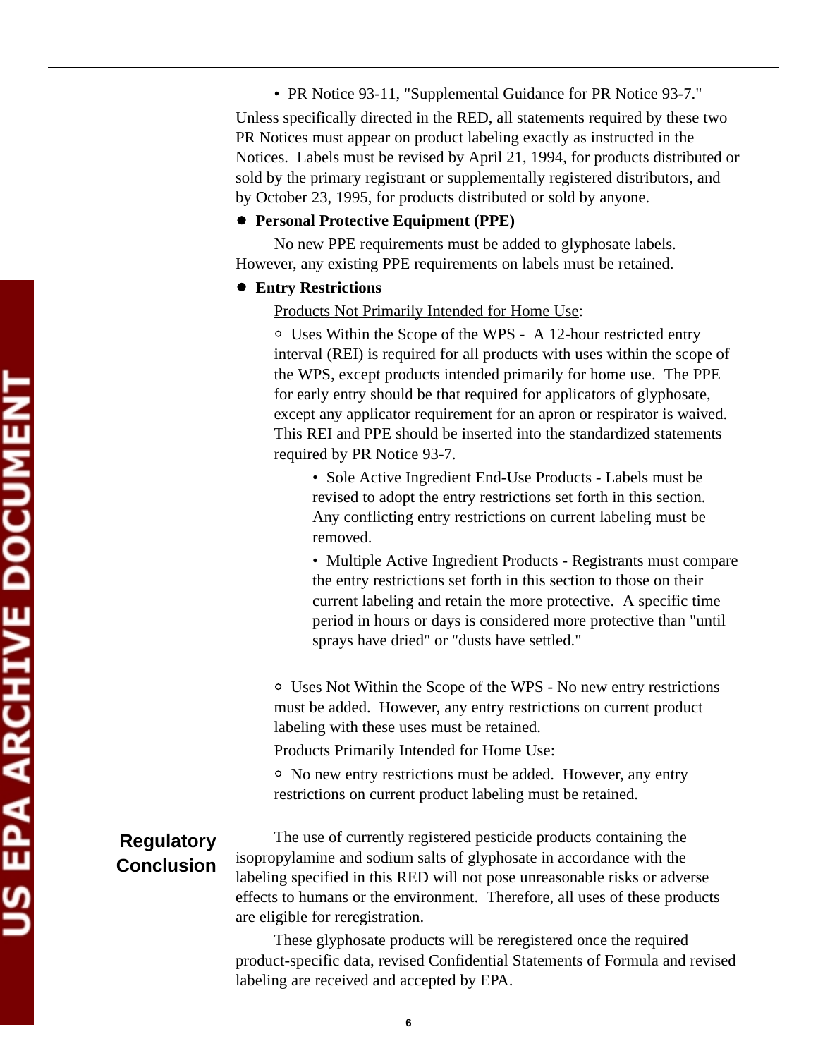- PR Notice 93-11, "Supplemental Guidance for PR Notice 93-7."

Unless specifically directed in the RED, all statements required by these two PR Notices must appear on product labeling exactly as instructed in the Notices. Labels must be revised by April 21, 1994, for products distributed or sold by the primary registrant or supplementally registered distributors, and by October 23, 1995, for products distributed or sold by anyone.

- **Personal Protective Equipment (PPE)**

No new PPE requirements must be added to glyphosate labels. However, any existing PPE requirements on labels must be retained.

- **Entry Restrictions**

Products Not Primarily Intended for Home Use:

- Uses Within the Scope of the WPS - A 12-hour restricted entry interval (REI) is required for all products with uses within the scope of the WPS, except products intended primarily for home use. The PPE for early entry should be that required for applicators of glyphosate, except any applicator requirement for an apron or respirator is waived. This REI and PPE should be inserted into the standardized statements required by PR Notice 93-7.
  - Sole Active Ingredient End-Use Products - Labels must be revised to adopt the entry restrictions set forth in this section. Any conflicting entry restrictions on current labeling must be removed.
  - Multiple Active Ingredient Products - Registrants must compare the entry restrictions set forth in this section to those on their current labeling and retain the more protective. A specific time period in hours or days is considered more protective than "until sprays have dried" or "dusts have settled."
- Uses Not Within the Scope of the WPS - No new entry restrictions must be added. However, any entry restrictions on current product labeling with these uses must be retained.

Products Primarily Intended for Home Use:

- No new entry restrictions must be added. However, any entry restrictions on current product labeling must be retained.

## Regulatory Conclusion

The use of currently registered pesticide products containing the isopropylamine and sodium salts of glyphosate in accordance with the labeling specified in this RED will not pose unreasonable risks or adverse effects to humans or the environment. Therefore, all uses of these products are eligible for reregistration.

These glyphosate products will be reregistered once the required product-specific data, revised Confidential Statements of Formula and revised labeling are received and accepted by EPA.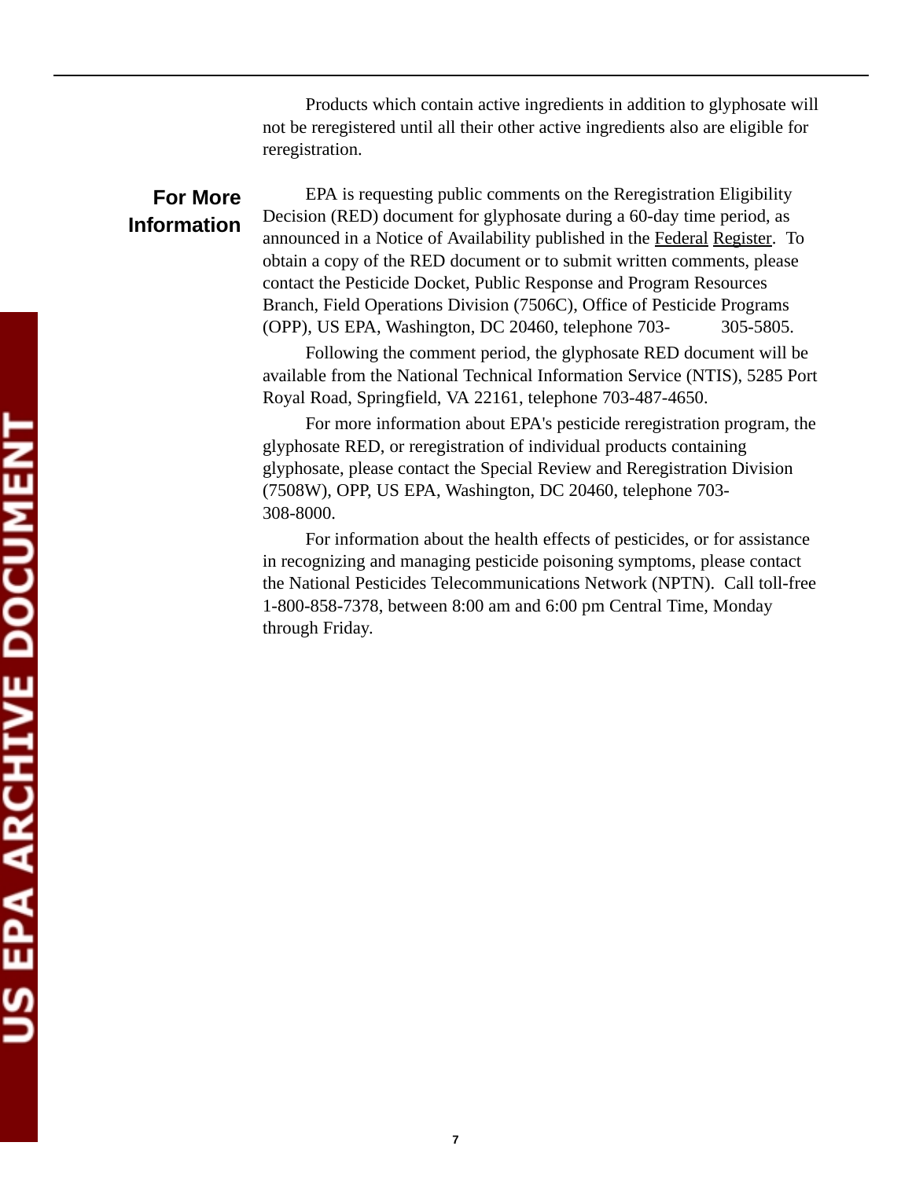Products which contain active ingredients in addition to glyphosate will not be reregistered until all their other active ingredients also are eligible for reregistration.

## For More Information

EPA is requesting public comments on the Reregistration Eligibility Decision (RED) document for glyphosate during a 60-day time period, as announced in a Notice of Availability published in the Federal Register. To obtain a copy of the RED document or to submit written comments, please contact the Pesticide Docket, Public Response and Program Resources Branch, Field Operations Division (7506C), Office of Pesticide Programs (OPP), US EPA, Washington, DC 20460, telephone 703-305-5805.

Following the comment period, the glyphosate RED document will be available from the National Technical Information Service (NTIS), 5285 Port Royal Road, Springfield, VA 22161, telephone 703-487-4650.

For more information about EPA's pesticide reregistration program, the glyphosate RED, or reregistration of individual products containing glyphosate, please contact the Special Review and Reregistration Division (7508W), OPP, US EPA, Washington, DC 20460, telephone 703-308-8000.

For information about the health effects of pesticides, or for assistance in recognizing and managing pesticide poisoning symptoms, please contact the National Pesticides Telecommunications Network (NPTN). Call toll-free 1-800-858-7378, between 8:00 am and 6:00 pm Central Time, Monday through Friday.